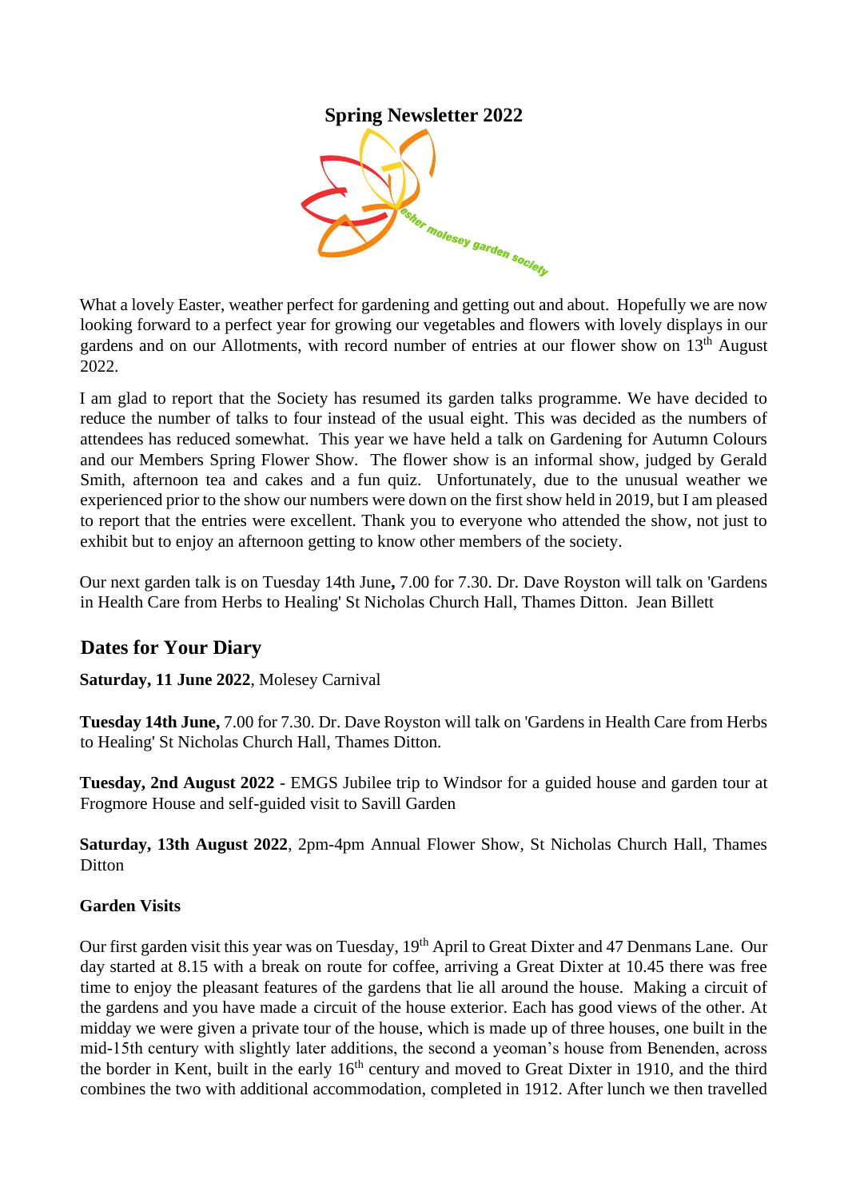# Spring Newsletter 2022

esher molesey garden society

What a lovely Easter, weather perfect for gardening and getting out and about. Hopefully we are now looking forward to a perfect year for growing our vegetables and flowers with lovely displays in our gardens and on our Allotments, with record number of entries at our flower show on 13th August 2022.

I am glad to report that the Society has resumed its garden talks programme. We have decided to reduce the number of talks to four instead of the usual eight. This was decided as the numbers of attendees has reduced somewhat. This year we have held a talk on Gardening for Autumn Colours and our Members Spring Flower Show. The flower show is an informal show, judged by Gerald Smith, afternoon tea and cakes and a fun quiz. Unfortunately, due to the unusual weather we experienced prior to the show our numbers were down on the first show held in 2019, but I am pleased to report that the entries were excellent. Thank you to everyone who attended the show, not just to exhibit but to enjoy an afternoon getting to know other members of the society.

Our next garden talk is on Tuesday 14th June**,** 7.00 for 7.30. Dr. Dave Royston will talk on 'Gardens in Health Care from Herbs to Healing' St Nicholas Church Hall, Thames Ditton. Jean Billett

## Dates for Your Diary

**Saturday, 11 June 2022**, Molesey Carnival

**Tuesday 14th June,** 7.00 for 7.30. Dr. Dave Royston will talk on 'Gardens in Health Care from Herbs to Healing' St Nicholas Church Hall, Thames Ditton.

**Tuesday, 2nd August 2022** - EMGS Jubilee trip to Windsor for a guided house and garden tour at Frogmore House and self-guided visit to Savill Garden

**Saturday, 13th August 2022**, 2pm-4pm Annual Flower Show, St Nicholas Church Hall, Thames Ditton

### Garden Visits

Our first garden visit this year was on Tuesday, 19th April to Great Dixter and 47 Denmans Lane. Our day started at 8.15 with a break on route for coffee, arriving a Great Dixter at 10.45 there was free time to enjoy the pleasant features of the gardens that lie all around the house. Making a circuit of the gardens and you have made a circuit of the house exterior. Each has good views of the other. At midday we were given a private tour of the house, which is made up of three houses, one built in the mid-15th century with slightly later additions, the second a yeoman's house from Benenden, across the border in Kent, built in the early 16th century and moved to Great Dixter in 1910, and the third combines the two with additional accommodation, completed in 1912. After lunch we then travelled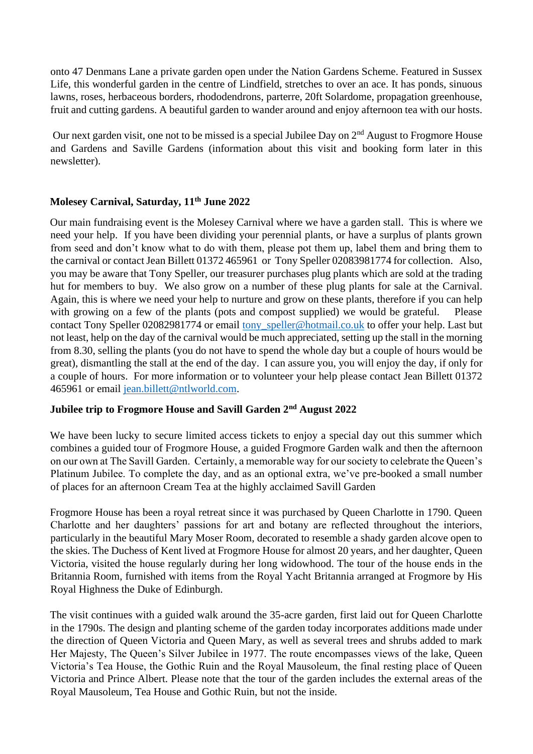onto 47 Denmans Lane a private garden open under the Nation Gardens Scheme. Featured in Sussex Life, this wonderful garden in the centre of Lindfield, stretches to over an ace. It has ponds, sinuous lawns, roses, herbaceous borders, rhododendrons, parterre, 20ft Solardome, propagation greenhouse, fruit and cutting gardens. A beautiful garden to wander around and enjoy afternoon tea with our hosts.

Our next garden visit, one not to be missed is a special Jubilee Day on 2nd August to Frogmore House and Gardens and Saville Gardens (information about this visit and booking form later in this newsletter).

## Molesey Carnival, Saturday, 11th June 2022

Our main fundraising event is the Molesey Carnival where we have a garden stall. This is where we need your help. If you have been dividing your perennial plants, or have a surplus of plants grown from seed and don't know what to do with them, please pot them up, label them and bring them to the carnival or contact Jean Billett 01372 465961 or Tony Speller 02083981774 for collection. Also, you may be aware that Tony Speller, our treasurer purchases plug plants which are sold at the trading hut for members to buy. We also grow on a number of these plug plants for sale at the Carnival. Again, this is where we need your help to nurture and grow on these plants, therefore if you can help with growing on a few of the plants (pots and compost supplied) we would be grateful. Please contact Tony Speller 02082981774 or email tony_speller@hotmail.co.uk to offer your help. Last but not least, help on the day of the carnival would be much appreciated, setting up the stall in the morning from 8.30, selling the plants (you do not have to spend the whole day but a couple of hours would be great), dismantling the stall at the end of the day. I can assure you, you will enjoy the day, if only for a couple of hours. For more information or to volunteer your help please contact Jean Billett 01372 465961 or email jean.billett@ntlworld.com.

## Jubilee trip to Frogmore House and Savill Garden 2nd August 2022

We have been lucky to secure limited access tickets to enjoy a special day out this summer which combines a guided tour of Frogmore House, a guided Frogmore Garden walk and then the afternoon on our own at The Savill Garden. Certainly, a memorable way for our society to celebrate the Queen's Platinum Jubilee. To complete the day, and as an optional extra, we've pre-booked a small number of places for an afternoon Cream Tea at the highly acclaimed Savill Garden

Frogmore House has been a royal retreat since it was purchased by Queen Charlotte in 1790. Queen Charlotte and her daughters' passions for art and botany are reflected throughout the interiors, particularly in the beautiful Mary Moser Room, decorated to resemble a shady garden alcove open to the skies. The Duchess of Kent lived at Frogmore House for almost 20 years, and her daughter, Queen Victoria, visited the house regularly during her long widowhood. The tour of the house ends in the Britannia Room, furnished with items from the Royal Yacht Britannia arranged at Frogmore by His Royal Highness the Duke of Edinburgh.

The visit continues with a guided walk around the 35-acre garden, first laid out for Queen Charlotte in the 1790s. The design and planting scheme of the garden today incorporates additions made under the direction of Queen Victoria and Queen Mary, as well as several trees and shrubs added to mark Her Majesty, The Queen's Silver Jubilee in 1977. The route encompasses views of the lake, Queen Victoria's Tea House, the Gothic Ruin and the Royal Mausoleum, the final resting place of Queen Victoria and Prince Albert. Please note that the tour of the garden includes the external areas of the Royal Mausoleum, Tea House and Gothic Ruin, but not the inside.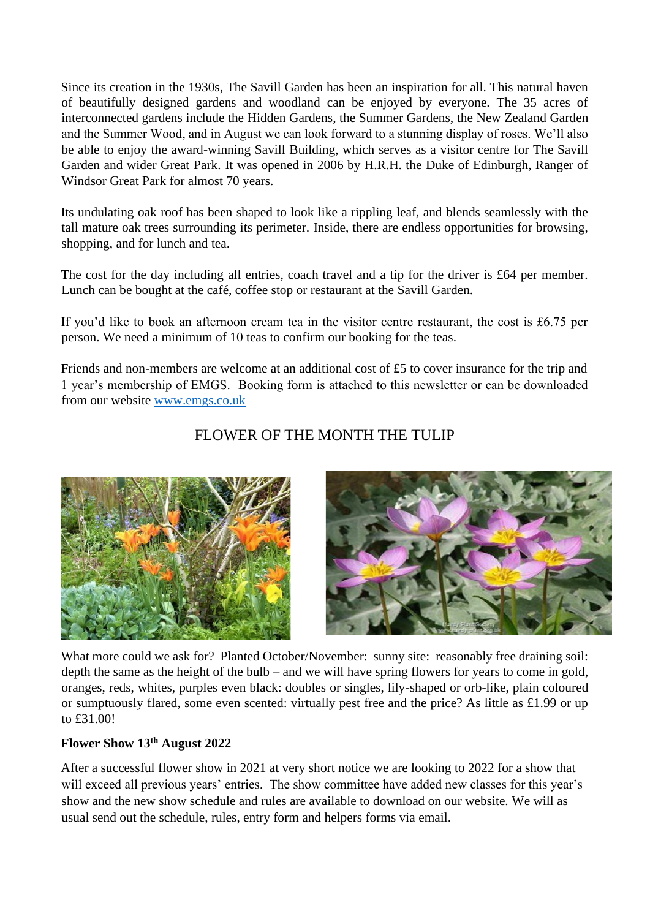Since its creation in the 1930s, The Savill Garden has been an inspiration for all. This natural haven of beautifully designed gardens and woodland can be enjoyed by everyone. The 35 acres of interconnected gardens include the Hidden Gardens, the Summer Gardens, the New Zealand Garden and the Summer Wood, and in August we can look forward to a stunning display of roses. We'll also be able to enjoy the award-winning Savill Building, which serves as a visitor centre for The Savill Garden and wider Great Park. It was opened in 2006 by H.R.H. the Duke of Edinburgh, Ranger of Windsor Great Park for almost 70 years.

Its undulating oak roof has been shaped to look like a rippling leaf, and blends seamlessly with the tall mature oak trees surrounding its perimeter. Inside, there are endless opportunities for browsing, shopping, and for lunch and tea.

The cost for the day including all entries, coach travel and a tip for the driver is £64 per member. Lunch can be bought at the café, coffee stop or restaurant at the Savill Garden.

If you'd like to book an afternoon cream tea in the visitor centre restaurant, the cost is £6.75 per person. We need a minimum of 10 teas to confirm our booking for the teas.

Friends and non-members are welcome at an additional cost of £5 to cover insurance for the trip and 1 year's membership of EMGS. Booking form is attached to this newsletter or can be downloaded from our website [www.emgs.co.uk](http://www.emgs.co.uk)

## FLOWER OF THE MONTH THE TULIP

What more could we ask for? Planted October/November: sunny site: reasonably free draining soil: depth the same as the height of the bulb – and we will have spring flowers for years to come in gold, oranges, reds, whites, purples even black: doubles or singles, lily-shaped or orb-like, plain coloured or sumptuously flared, some even scented: virtually pest free and the price? As little as £1.99 or up to £31.00!

**Flower Show 13th August 2022**

After a successful flower show in 2021 at very short notice we are looking to 2022 for a show that will exceed all previous years' entries. The show committee have added new classes for this year's show and the new show schedule and rules are available to download on our website. We will as usual send out the schedule, rules, entry form and helpers forms via email.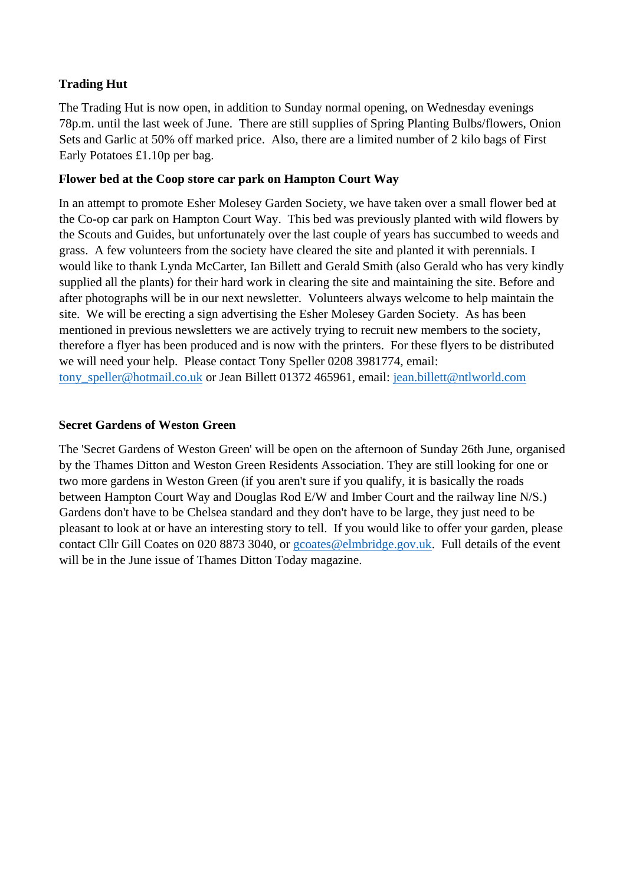**Trading Hut**

The Trading Hut is now open, in addition to Sunday normal opening, on Wednesday evenings 78p.m. until the last week of June. There are still supplies of Spring Planting Bulbs/flowers, Onion Sets and Garlic at 50% off marked price. Also, there are a limited number of 2 kilo bags of First Early Potatoes £1.10p per bag.

**Flower bed at the Coop store car park on Hampton Court Way**

In an attempt to promote Esher Molesey Garden Society, we have taken over a small flower bed at the Co-op car park on Hampton Court Way. This bed was previously planted with wild flowers by the Scouts and Guides, but unfortunately over the last couple of years has succumbed to weeds and grass. A few volunteers from the society have cleared the site and planted it with perennials. I would like to thank Lynda McCarter, Ian Billett and Gerald Smith (also Gerald who has very kindly supplied all the plants) for their hard work in clearing the site and maintaining the site. Before and after photographs will be in our next newsletter. Volunteers always welcome to help maintain the site. We will be erecting a sign advertising the Esher Molesey Garden Society. As has been mentioned in previous newsletters we are actively trying to recruit new members to the society, therefore a flyer has been produced and is now with the printers. For these flyers to be distributed we will need your help. Please contact Tony Speller 0208 3981774, email: tony_speller@hotmail.co.uk or Jean Billett 01372 465961, email: jean.billett@ntlworld.com

**Secret Gardens of Weston Green**

The 'Secret Gardens of Weston Green' will be open on the afternoon of Sunday 26th June, organised by the Thames Ditton and Weston Green Residents Association. They are still looking for one or two more gardens in Weston Green (if you aren't sure if you qualify, it is basically the roads between Hampton Court Way and Douglas Rod E/W and Imber Court and the railway line N/S.) Gardens don't have to be Chelsea standard and they don't have to be large, they just need to be pleasant to look at or have an interesting story to tell. If you would like to offer your garden, please contact Cllr Gill Coates on 020 8873 3040, or gcoates@elmbridge.gov.uk. Full details of the event will be in the June issue of Thames Ditton Today magazine.